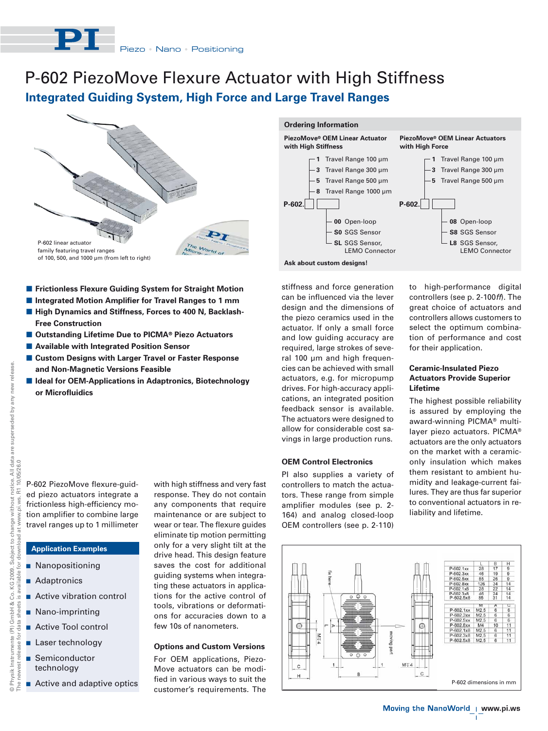# P-602 PiezoMove Flexure Actuator with High Stiffness

## Integrated Guiding System, High Force and Large Travel Ranges

P-602 linear actuator family featuring travel ranges of 100, 500, and 1000 µm (from left to right)

### Ordering Information

**PiezoMove® OEM Linear Actuator with High Stiffness**

P-602.☐☐☐

- **1** Travel Range 100 µm
- **3** Travel Range 300 µm
- **5** Travel Range 500 µm
- **8** Travel Range 1000 µm

- **00** Open-loop
- **S0** SGS Sensor
- **SL** SGS Sensor, LEMO Connector

**PiezoMove® OEM Linear Actuators with High Force**

P-602.☐☐☐

- **1** Travel Range 100 µm
- **3** Travel Range 300 µm
- **5** Travel Range 500 µm

- **08** Open-loop
- **S8** SGS Sensor
- **L8** SGS Sensor, LEMO Connector

**Ask about custom designs!**

- **Frictionless Flexure Guiding System for Straight Motion**
- **Integrated Motion Amplifier for Travel Ranges to 1 mm**
- **High Dynamics and Stiffness, Forces to 400 N, Backlash-Free Construction**
- **Outstanding Lifetime Due to PICMA® Piezo Actuators**
- **Available with Integrated Position Sensor**
- **Custom Designs with Larger Travel or Faster Response and Non-Magnetic Versions Feasible**
- **Ideal for OEM-Applications in Adaptronics, Biotechnology or Microfluidics**

P-602 PiezoMove flexure-guided piezo actuators integrate a frictionless high-efficiency motion amplifier to combine large travel ranges up to 1 millimeter with high stiffness and very fast response. They do not contain any components that require maintenance or are subject to wear or tear. The flexure guides eliminate tip motion permitting only for a very slight tilt at the drive head. This design feature saves the cost for additional guiding systems when integrating these actuators in applications for the active control of tools, vibrations or deformations for accuracies down to a few 10s of nanometers.

### Application Examples

- Nanopositioning
- Adaptronics
- Active vibration control
- Nano-imprinting
- Active Tool control
- Laser technology
- Semiconductor technology
- Active and adaptive optics

### Options and Custom Versions

For OEM applications, PiezoMove actuators can be modified in various ways to suit the customer's requirements. The stiffness and force generation can be influenced via the lever design and the dimensions of the piezo ceramics used in the actuator. If only a small force and low guiding accuracy are required, large strokes of several 100 µm and high frequencies can be achieved with small actuators, e.g. for micropump drives. For high-accuracy applications, an integrated position feedback sensor is available. The actuators were designed to allow for considerable cost savings in large production runs.

### OEM Control Electronics

PI also supplies a variety of controllers to match the actuators. These range from simple amplifier modules (see p. 2-164) and analog closed-loop OEM controllers (see p. 2-110) to high-performance digital controllers (see p. 2-100*ff*). The great choice of actuators and controllers allows customers to select the optimum combination of performance and cost for their application.

### Ceramic-Insulated Piezo Actuators Provide Superior Lifetime

The highest possible reliability is assured by employing the award-winning PICMA® multilayer piezo actuators. PICMA® actuators are the only actuators on the market with a ceramic-only insulation which makes them resistant to ambient humidity and leakage-current failures. They are thus far superior to conventional actuators in reliability and lifetime.

| | L | B | H |
|---|---|---|---|
| P-602.1xx | 28 | 17 | 9 |
| P-602.3xx | 46 | 19 | 9 |
| P-602.5xx | 85 | 26 | 9 |
| P-602.8xx | 126 | 34 | 14 |
| P-602.1x8 | 28 | 22 | 14 |
| P-602.3x8 | 46 | 24 | 14 |
| P-602.5x8 | 85 | 31 | 14 |

| | M | A | C |
|---|---|---|---|
| P-602.1xx | M2.5 | 6 | 6 |
| P-602.3xx | M2.5 | 6 | 6 |
| P-602.5xx | M2.5 | 6 | 6 |
| P-602.8xx | M4 | 10 | 11 |
| P-602.1x8 | M2.5 | 6 | 11 |
| P-602.3x8 | M2.5 | 6 | 11 |
| P-602.5x8 | M2.5 | 6 | 11 |

P-602 dimensions in mm

© Physik Instrumente (PI) GmbH & Co. KG 2009. Subject to change without notice. All data are superseded by any new release. The newest release for data sheets is available for download at www.pi.ws. R1 10/05/26.0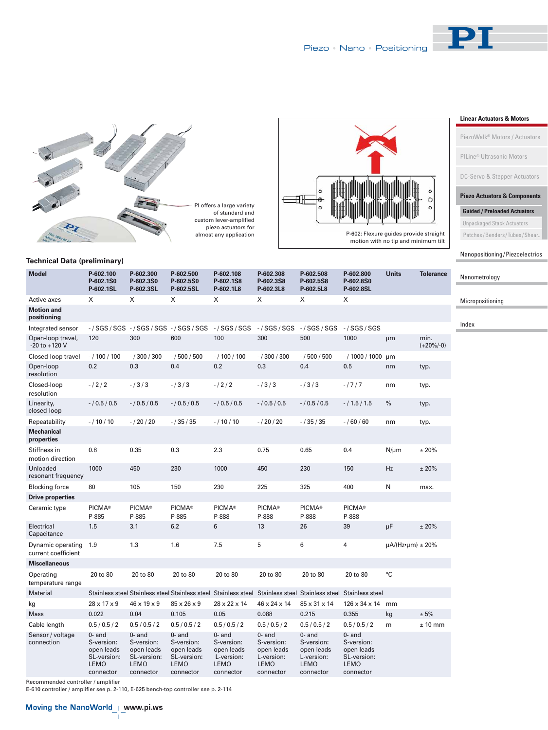PI offers a large variety of standard and custom lever-amplified piezo actuators for almost any application

P-602: Flexure guides provide straight motion with no tip and minimum tilt

## Technical Data (preliminary)

| Model | P-602.100 P-602.1S0 P-602.1SL | P-602.300 P-602.3S0 P-602.3SL | P-602.500 P-602.5S0 P-602.5SL | P-602.108 P-602.1S8 P-602.1L8 | P-602.308 P-602.3S8 P-602.3L8 | P-602.508 P-602.5S8 P-602.5L8 | P-602.800 P-602.8S0 P-602.8SL | Units | Tolerance |
|---|---|---|---|---|---|---|---|---|---|
| Active axes | X | X | X | X | X | X | X | | |
| **Motion and positioning** | | | | | | | | | |
| Integrated sensor | - / SGS / SGS | - / SGS / SGS | - / SGS / SGS | - / SGS / SGS | - / SGS / SGS | - / SGS / SGS | - / SGS / SGS | | |
| Open-loop travel, -20 to +120 V | 120 | 300 | 600 | 100 | 300 | 500 | 1000 | µm | min. (+20%/-0) |
| Closed-loop travel | - / 100 / 100 | - / 300 / 300 | - / 500 / 500 | - / 100 / 100 | - / 300 / 300 | - / 500 / 500 | - / 1000 / 1000 | µm | |
| Open-loop resolution | 0.2 | 0.3 | 0.4 | 0.2 | 0.3 | 0.4 | 0.5 | nm | typ. |
| Closed-loop resolution | - / 2 / 2 | - / 3 / 3 | - / 3 / 3 | - / 2 / 2 | - / 3 / 3 | - / 3 / 3 | - / 7 / 7 | nm | typ. |
| Linearity, closed-loop | - / 0.5 / 0.5 | - / 0.5 / 0.5 | - / 0.5 / 0.5 | - / 0.5 / 0.5 | - / 0.5 / 0.5 | - / 0.5 / 0.5 | - / 1.5 / 1.5 | % | typ. |
| Repeatability | - / 10 / 10 | - / 20 / 20 | - / 35 / 35 | - / 10 / 10 | - / 20 / 20 | - / 35 / 35 | - / 60 / 60 | nm | typ. |
| **Mechanical properties** | | | | | | | | | |
| Stiffness in motion direction | 0.8 | 0.35 | 0.3 | 2.3 | 0.75 | 0.65 | 0.4 | N/µm | ± 20% |
| Unloaded resonant frequency | 1000 | 450 | 230 | 1000 | 450 | 230 | 150 | Hz | ± 20% |
| Blocking force | 80 | 105 | 150 | 230 | 225 | 325 | 400 | N | max. |
| **Drive properties** | | | | | | | | | |
| Ceramic type | PICMA® P-885 | PICMA® P-885 | PICMA® P-885 | PICMA® P-888 | PICMA® P-888 | PICMA® P-888 | PICMA® P-888 | | |
| Electrical Capacitance | 1.5 | 3.1 | 6.2 | 6 | 13 | 26 | 39 | µF | ± 20% |
| Dynamic operating current coefficient | 1.9 | 1.3 | 1.6 | 7.5 | 5 | 6 | 4 | µA/(Hz•µm) | ± 20% |
| **Miscellaneous** | | | | | | | | | |
| Operating temperature range | -20 to 80 | -20 to 80 | -20 to 80 | -20 to 80 | -20 to 80 | -20 to 80 | -20 to 80 | °C | |
| Material | Stainless steel | Stainless steel | Stainless steel | Stainless steel | Stainless steel | Stainless steel | Stainless steel | | |
| kg | 28 x 17 x 9 | 46 x 19 x 9 | 85 x 26 x 9 | 28 x 22 x 14 | 46 x 24 x 14 | 85 x 31 x 14 | 126 x 34 x 14 | mm | |
| Mass | 0.022 | 0.04 | 0.105 | 0.05 | 0.088 | 0.215 | 0.355 | kg | ± 5% |
| Cable length | 0.5 / 0.5 / 2 | 0.5 / 0.5 / 2 | 0.5 / 0.5 / 2 | 0.5 / 0.5 / 2 | 0.5 / 0.5 / 2 | 0.5 / 0.5 / 2 | 0.5 / 0.5 / 2 | m | ± 10 mm |
| Sensor / voltage connection | 0- and S-version: open leads SL-version: LEMO connector | 0- and S-version: open leads SL-version: LEMO connector | 0- and S-version: open leads SL-version: LEMO connector | 0- and S-version: open leads L-version: LEMO connector | 0- and S-version: open leads L-version: LEMO connector | 0- and S-version: open leads L-version: LEMO connector | 0- and S-version: open leads SL-version: LEMO connector | | |

Recommended controller / amplifier
E-610 controller / amplifier see p. 2-110, E-625 bench-top controller see p. 2-114